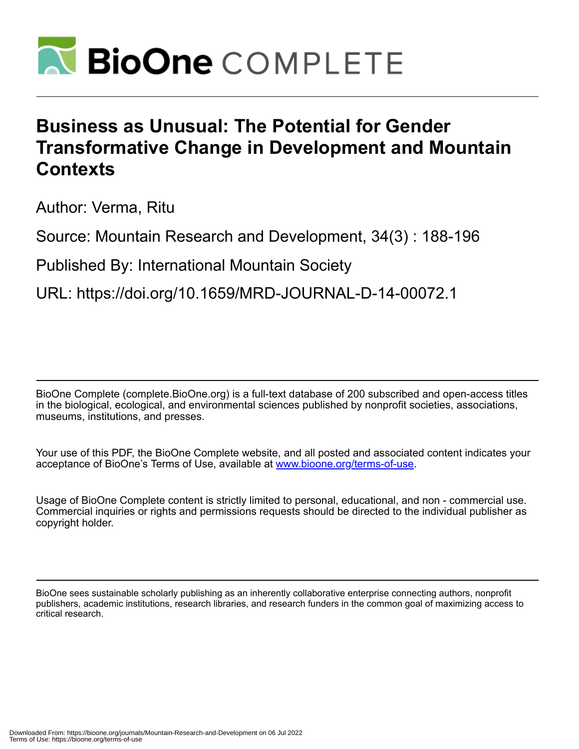# Business as Unusual: The Potential for Gender Transformative Change in Development and Mountain Contexts

Author: Verma, Ritu

Source: Mountain Research and Development, 34(3) : 188-196

Published By: International Mountain Society

URL: https://doi.org/10.1659/MRD-JOURNAL-D-14-00072.1

BioOne Complete (complete.BioOne.org) is a full-text database of 200 subscribed and open-access titles in the biological, ecological, and environmental sciences published by nonprofit societies, associations, museums, institutions, and presses.

Your use of this PDF, the BioOne Complete website, and all posted and associated content indicates your acceptance of BioOne's Terms of Use, available at www.bioone.org/terms-of-use.

Usage of BioOne Complete content is strictly limited to personal, educational, and non - commercial use. Commercial inquiries or rights and permissions requests should be directed to the individual publisher as copyright holder.

BioOne sees sustainable scholarly publishing as an inherently collaborative enterprise connecting authors, nonprofit publishers, academic institutions, research libraries, and research funders in the common goal of maximizing access to critical research.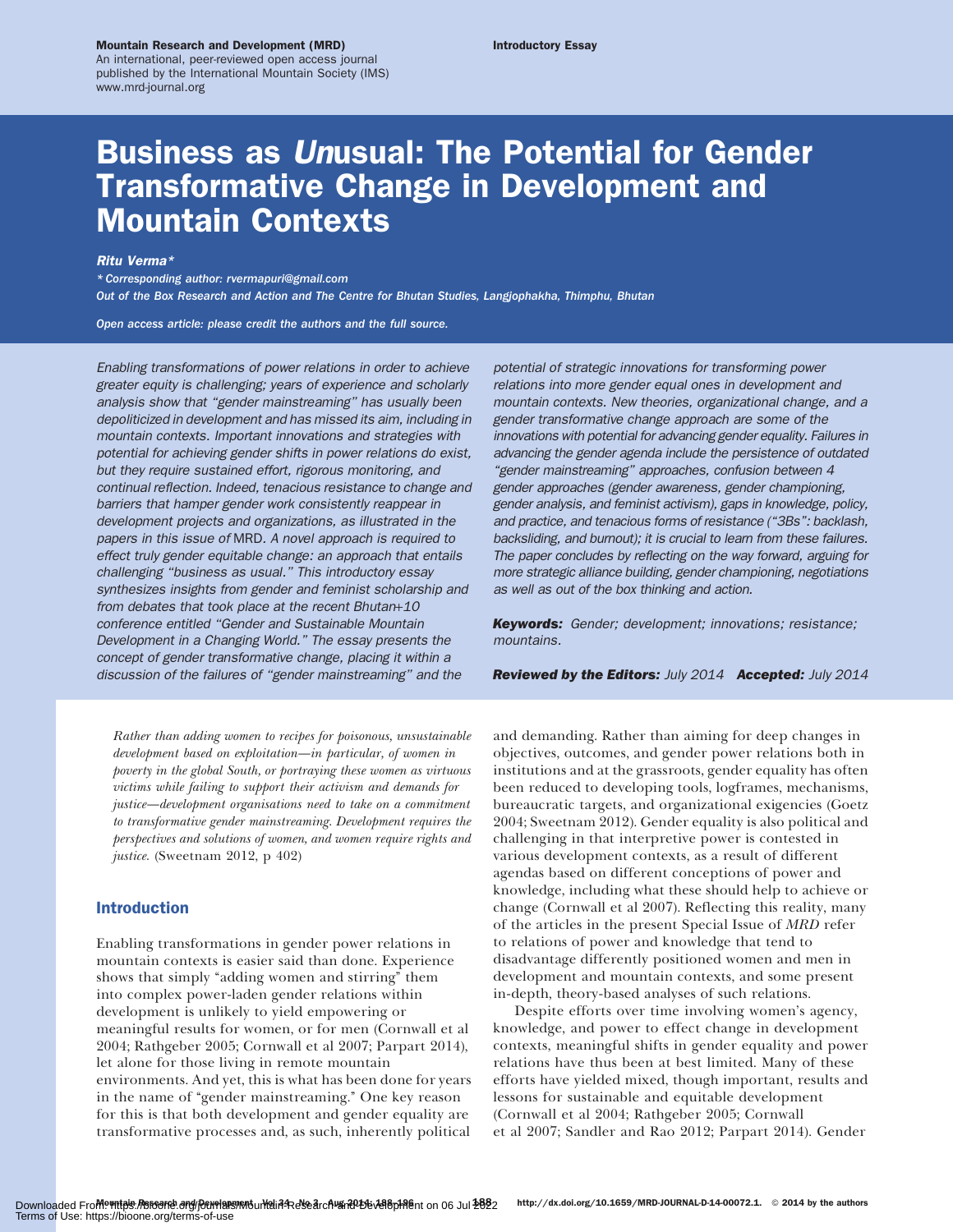Mountain Research and Development (MRD)
An international, peer-reviewed open access journal published by the International Mountain Society (IMS)
www.mrd-journal.org

Introductory Essay

# Business as *Un*usual: The Potential for Gender Transformative Change in Development and Mountain Contexts

***Ritu Verma****

*\* Corresponding author: rvermapuri@gmail.com*

*Out of the Box Research and Action and The Centre for Bhutan Studies, Langjophakha, Thimphu, Bhutan*

*Open access article: please credit the authors and the full source.*

*Enabling transformations of power relations in order to achieve greater equity is challenging; years of experience and scholarly analysis show that "gender mainstreaming" has usually been depoliticized in development and has missed its aim, including in mountain contexts. Important innovations and strategies with potential for achieving gender shifts in power relations do exist, but they require sustained effort, rigorous monitoring, and continual reflection. Indeed, tenacious resistance to change and barriers that hamper gender work consistently reappear in development projects and organizations, as illustrated in the papers in this issue of* MRD. *A novel approach is required to effect truly gender equitable change: an approach that entails challenging "business as usual." This introductory essay synthesizes insights from gender and feminist scholarship and from debates that took place at the recent Bhutan+10 conference entitled "Gender and Sustainable Mountain Development in a Changing World." The essay presents the concept of gender transformative change, placing it within a discussion of the failures of "gender mainstreaming" and the potential of strategic innovations for transforming power relations into more gender equal ones in development and mountain contexts. New theories, organizational change, and a gender transformative change approach are some of the innovations with potential for advancing gender equality. Failures in advancing the gender agenda include the persistence of outdated "gender mainstreaming" approaches, confusion between 4 gender approaches (gender awareness, gender championing, gender analysis, and feminist activism), gaps in knowledge, policy, and practice, and tenacious forms of resistance ("3Bs": backlash, backsliding, and burnout); it is crucial to learn from these failures. The paper concludes by reflecting on the way forward, arguing for more strategic alliance building, gender championing, negotiations as well as out of the box thinking and action.*

***Keywords:*** *Gender; development; innovations; resistance; mountains.*

***Reviewed by the Editors:*** *July 2014* ***Accepted:*** *July 2014*

> *Rather than adding women to recipes for poisonous, unsustainable development based on exploitation—in particular, of women in poverty in the global South, or portraying these women as virtuous victims while failing to support their activism and demands for justice—development organisations need to take on a commitment to transformative gender mainstreaming. Development requires the perspectives and solutions of women, and women require rights and justice.* (Sweetnam 2012, p 402)

## Introduction

Enabling transformations in gender power relations in mountain contexts is easier said than done. Experience shows that simply "adding women and stirring" them into complex power-laden gender relations within development is unlikely to yield empowering or meaningful results for women, or for men (Cornwall et al 2004; Rathgeber 2005; Cornwall et al 2007; Parpart 2014), let alone for those living in remote mountain environments. And yet, this is what has been done for years in the name of "gender mainstreaming." One key reason for this is that both development and gender equality are transformative processes and, as such, inherently political and demanding. Rather than aiming for deep changes in objectives, outcomes, and gender power relations both in institutions and at the grassroots, gender equality has often been reduced to developing tools, logframes, mechanisms, bureaucratic targets, and organizational exigencies (Goetz 2004; Sweetnam 2012). Gender equality is also political and challenging in that interpretive power is contested in various development contexts, as a result of different agendas based on different conceptions of power and knowledge, including what these should help to achieve or change (Cornwall et al 2007). Reflecting this reality, many of the articles in the present Special Issue of *MRD* refer to relations of power and knowledge that tend to disadvantage differently positioned women and men in development and mountain contexts, and some present in-depth, theory-based analyses of such relations.

Despite efforts over time involving women's agency, knowledge, and power to effect change in development contexts, meaningful shifts in gender equality and power relations have thus been at best limited. Many of these efforts have yielded mixed, though important, results and lessons for sustainable and equitable development (Cornwall et al 2004; Rathgeber 2005; Cornwall et al 2007; Sandler and Rao 2012; Parpart 2014). Gender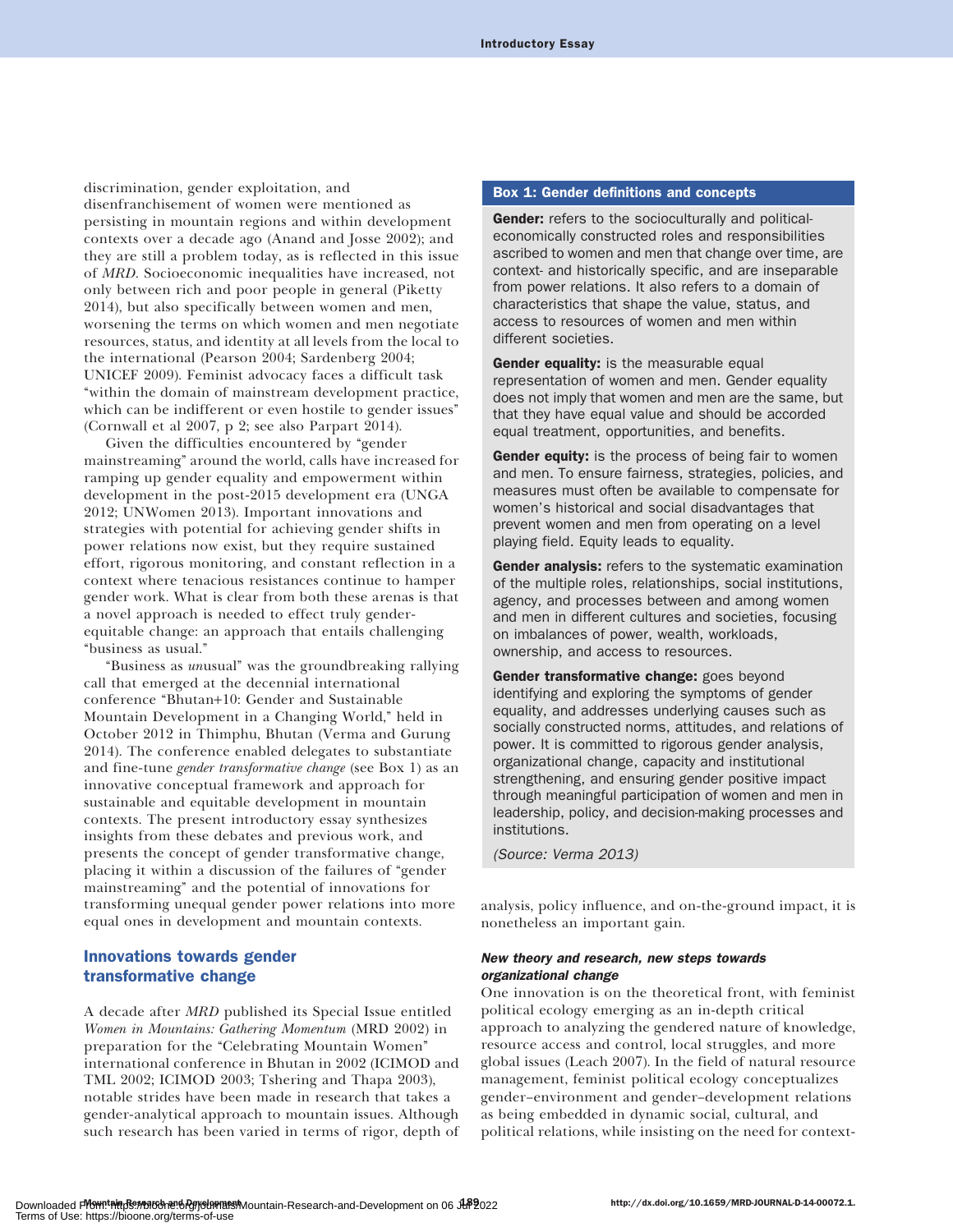discrimination, gender exploitation, and disenfranchisement of women were mentioned as persisting in mountain regions and within development contexts over a decade ago (Anand and Josse 2002); and they are still a problem today, as is reflected in this issue of *MRD*. Socioeconomic inequalities have increased, not only between rich and poor people in general (Piketty 2014), but also specifically between women and men, worsening the terms on which women and men negotiate resources, status, and identity at all levels from the local to the international (Pearson 2004; Sardenberg 2004; UNICEF 2009). Feminist advocacy faces a difficult task "within the domain of mainstream development practice, which can be indifferent or even hostile to gender issues" (Cornwall et al 2007, p 2; see also Parpart 2014).

Given the difficulties encountered by "gender mainstreaming" around the world, calls have increased for ramping up gender equality and empowerment within development in the post-2015 development era (UNGA 2012; UNWomen 2013). Important innovations and strategies with potential for achieving gender shifts in power relations now exist, but they require sustained effort, rigorous monitoring, and constant reflection in a context where tenacious resistances continue to hamper gender work. What is clear from both these arenas is that a novel approach is needed to effect truly gender-equitable change: an approach that entails challenging "business as usual."

"Business as *un*usual" was the groundbreaking rallying call that emerged at the decennial international conference "Bhutan+10: Gender and Sustainable Mountain Development in a Changing World," held in October 2012 in Thimphu, Bhutan (Verma and Gurung 2014). The conference enabled delegates to substantiate and fine-tune *gender transformative change* (see Box 1) as an innovative conceptual framework and approach for sustainable and equitable development in mountain contexts. The present introductory essay synthesizes insights from these debates and previous work, and presents the concept of gender transformative change, placing it within a discussion of the failures of "gender mainstreaming" and the potential of innovations for transforming unequal gender power relations into more equal ones in development and mountain contexts.

**Box 1: Gender definitions and concepts**

**Gender:** refers to the socioculturally and political-economically constructed roles and responsibilities ascribed to women and men that change over time, are context- and historically specific, and are inseparable from power relations. It also refers to a domain of characteristics that shape the value, status, and access to resources of women and men within different societies.

**Gender equality:** is the measurable equal representation of women and men. Gender equality does not imply that women and men are the same, but that they have equal value and should be accorded equal treatment, opportunities, and benefits.

**Gender equity:** is the process of being fair to women and men. To ensure fairness, strategies, policies, and measures must often be available to compensate for women's historical and social disadvantages that prevent women and men from operating on a level playing field. Equity leads to equality.

**Gender analysis:** refers to the systematic examination of the multiple roles, relationships, social institutions, agency, and processes between and among women and men in different cultures and societies, focusing on imbalances of power, wealth, workloads, ownership, and access to resources.

**Gender transformative change:** goes beyond identifying and exploring the symptoms of gender equality, and addresses underlying causes such as socially constructed norms, attitudes, and relations of power. It is committed to rigorous gender analysis, organizational change, capacity and institutional strengthening, and ensuring gender positive impact through meaningful participation of women and men in leadership, policy, and decision-making processes and institutions.

*(Source: Verma 2013)*

## Innovations towards gender transformative change

A decade after *MRD* published its Special Issue entitled *Women in Mountains: Gathering Momentum* (MRD 2002) in preparation for the "Celebrating Mountain Women" international conference in Bhutan in 2002 (ICIMOD and TML 2002; ICIMOD 2003; Tshering and Thapa 2003), notable strides have been made in research that takes a gender-analytical approach to mountain issues. Although such research has been varied in terms of rigor, depth of analysis, policy influence, and on-the-ground impact, it is nonetheless an important gain.

### *New theory and research, new steps towards organizational change*

One innovation is on the theoretical front, with feminist political ecology emerging as an in-depth critical approach to analyzing the gendered nature of knowledge, resource access and control, local struggles, and more global issues (Leach 2007). In the field of natural resource management, feminist political ecology conceptualizes gender–environment and gender–development relations as being embedded in dynamic social, cultural, and political relations, while insisting on the need for context-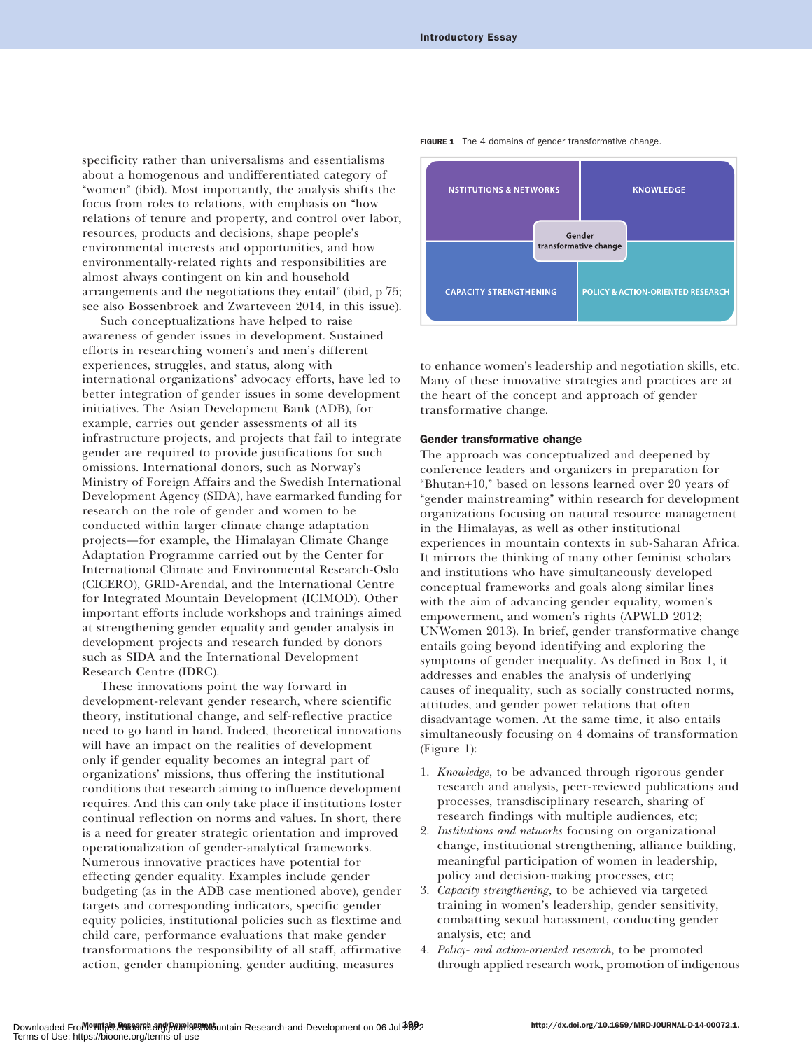specificity rather than universalisms and essentialisms about a homogenous and undifferentiated category of "women" (ibid). Most importantly, the analysis shifts the focus from roles to relations, with emphasis on "how relations of tenure and property, and control over labor, resources, products and decisions, shape people's environmental interests and opportunities, and how environmentally-related rights and responsibilities are almost always contingent on kin and household arrangements and the negotiations they entail" (ibid, p 75; see also Bossenbroek and Zwarteveen 2014, in this issue).

Such conceptualizations have helped to raise awareness of gender issues in development. Sustained efforts in researching women's and men's different experiences, struggles, and status, along with international organizations' advocacy efforts, have led to better integration of gender issues in some development initiatives. The Asian Development Bank (ADB), for example, carries out gender assessments of all its infrastructure projects, and projects that fail to integrate gender are required to provide justifications for such omissions. International donors, such as Norway's Ministry of Foreign Affairs and the Swedish International Development Agency (SIDA), have earmarked funding for research on the role of gender and women to be conducted within larger climate change adaptation projects—for example, the Himalayan Climate Change Adaptation Programme carried out by the Center for International Climate and Environmental Research-Oslo (CICERO), GRID-Arendal, and the International Centre for Integrated Mountain Development (ICIMOD). Other important efforts include workshops and trainings aimed at strengthening gender equality and gender analysis in development projects and research funded by donors such as SIDA and the International Development Research Centre (IDRC).

These innovations point the way forward in development-relevant gender research, where scientific theory, institutional change, and self-reflective practice need to go hand in hand. Indeed, theoretical innovations will have an impact on the realities of development only if gender equality becomes an integral part of organizations' missions, thus offering the institutional conditions that research aiming to influence development requires. And this can only take place if institutions foster continual reflection on norms and values. In short, there is a need for greater strategic orientation and improved operationalization of gender-analytical frameworks. Numerous innovative practices have potential for effecting gender equality. Examples include gender budgeting (as in the ADB case mentioned above), gender targets and corresponding indicators, specific gender equity policies, institutional policies such as flextime and child care, performance evaluations that make gender transformations the responsibility of all staff, affirmative action, gender championing, gender auditing, measures to enhance women's leadership and negotiation skills, etc. Many of these innovative strategies and practices are at the heart of the concept and approach of gender transformative change.

**FIGURE 1** The 4 domains of gender transformative change.

INSTITUTIONS & NETWORKS

KNOWLEDGE

Gender transformative change

CAPACITY STRENGTHENING

POLICY & ACTION-ORIENTED RESEARCH

### Gender transformative change

The approach was conceptualized and deepened by conference leaders and organizers in preparation for "Bhutan+10," based on lessons learned over 20 years of "gender mainstreaming" within research for development organizations focusing on natural resource management in the Himalayas, as well as other institutional experiences in mountain contexts in sub-Saharan Africa. It mirrors the thinking of many other feminist scholars and institutions who have simultaneously developed conceptual frameworks and goals along similar lines with the aim of advancing gender equality, women's empowerment, and women's rights (APWLD 2012; UNWomen 2013). In brief, gender transformative change entails going beyond identifying and exploring the symptoms of gender inequality. As defined in Box 1, it addresses and enables the analysis of underlying causes of inequality, such as socially constructed norms, attitudes, and gender power relations that often disadvantage women. At the same time, it also entails simultaneously focusing on 4 domains of transformation (Figure 1):

1. *Knowledge*, to be advanced through rigorous gender research and analysis, peer-reviewed publications and processes, transdisciplinary research, sharing of research findings with multiple audiences, etc;
2. *Institutions and networks* focusing on organizational change, institutional strengthening, alliance building, meaningful participation of women in leadership, policy and decision-making processes, etc;
3. *Capacity strengthening*, to be achieved via targeted training in women's leadership, gender sensitivity, combatting sexual harassment, conducting gender analysis, etc; and
4. *Policy- and action-oriented research*, to be promoted through applied research work, promotion of indigenous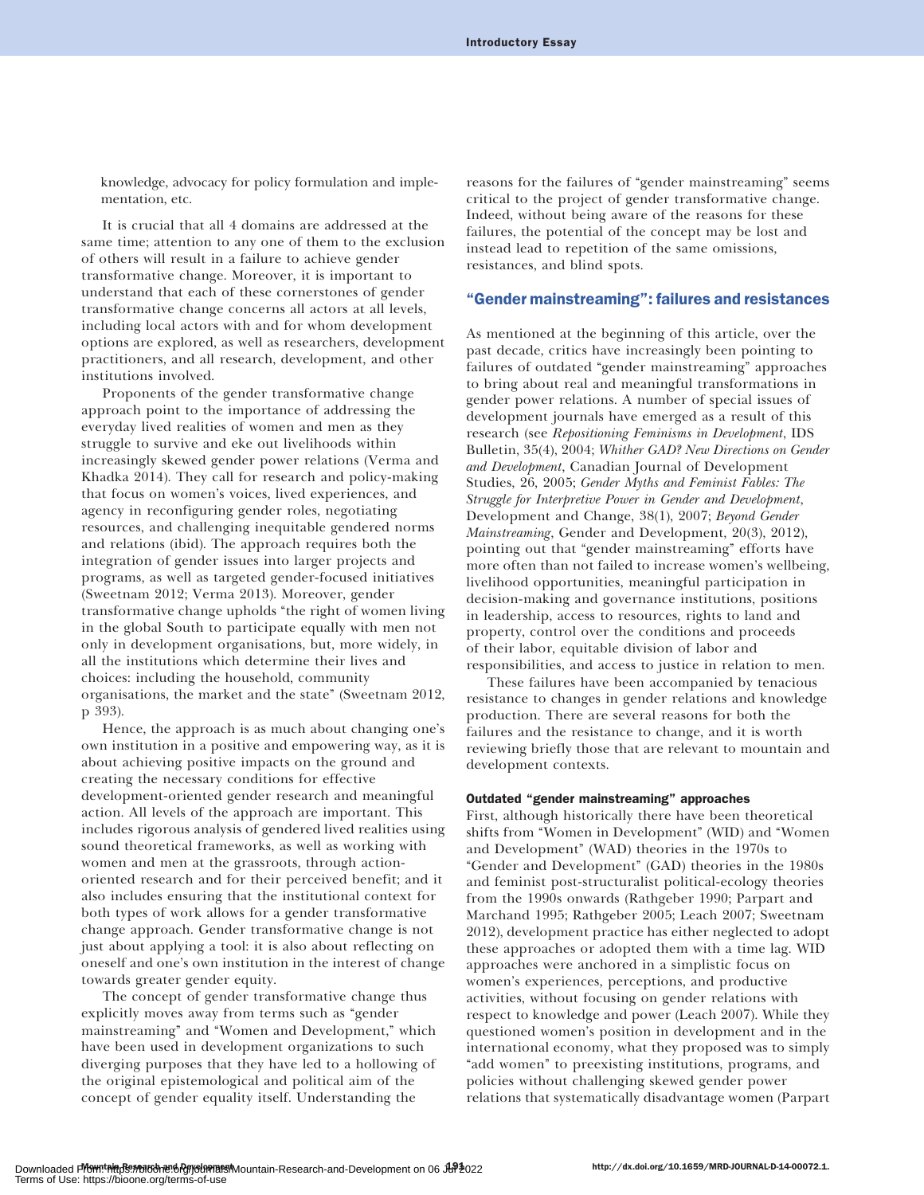knowledge, advocacy for policy formulation and implementation, etc.

It is crucial that all 4 domains are addressed at the same time; attention to any one of them to the exclusion of others will result in a failure to achieve gender transformative change. Moreover, it is important to understand that each of these cornerstones of gender transformative change concerns all actors at all levels, including local actors with and for whom development options are explored, as well as researchers, development practitioners, and all research, development, and other institutions involved.

Proponents of the gender transformative change approach point to the importance of addressing the everyday lived realities of women and men as they struggle to survive and eke out livelihoods within increasingly skewed gender power relations (Verma and Khadka 2014). They call for research and policy-making that focus on women's voices, lived experiences, and agency in reconfiguring gender roles, negotiating resources, and challenging inequitable gendered norms and relations (ibid). The approach requires both the integration of gender issues into larger projects and programs, as well as targeted gender-focused initiatives (Sweetnam 2012; Verma 2013). Moreover, gender transformative change upholds "the right of women living in the global South to participate equally with men not only in development organisations, but, more widely, in all the institutions which determine their lives and choices: including the household, community organisations, the market and the state" (Sweetnam 2012, p 393).

Hence, the approach is as much about changing one's own institution in a positive and empowering way, as it is about achieving positive impacts on the ground and creating the necessary conditions for effective development-oriented gender research and meaningful action. All levels of the approach are important. This includes rigorous analysis of gendered lived realities using sound theoretical frameworks, as well as working with women and men at the grassroots, through action-oriented research and for their perceived benefit; and it also includes ensuring that the institutional context for both types of work allows for a gender transformative change approach. Gender transformative change is not just about applying a tool: it is also about reflecting on oneself and one's own institution in the interest of change towards greater gender equity.

The concept of gender transformative change thus explicitly moves away from terms such as "gender mainstreaming" and "Women and Development," which have been used in development organizations to such diverging purposes that they have led to a hollowing of the original epistemological and political aim of the concept of gender equality itself. Understanding the reasons for the failures of "gender mainstreaming" seems critical to the project of gender transformative change. Indeed, without being aware of the reasons for these failures, the potential of the concept may be lost and instead lead to repetition of the same omissions, resistances, and blind spots.

## "Gender mainstreaming": failures and resistances

As mentioned at the beginning of this article, over the past decade, critics have increasingly been pointing to failures of outdated "gender mainstreaming" approaches to bring about real and meaningful transformations in gender power relations. A number of special issues of development journals have emerged as a result of this research (see *Repositioning Feminisms in Development*, IDS Bulletin, 35(4), 2004; *Whither GAD? New Directions on Gender and Development*, Canadian Journal of Development Studies, 26, 2005; *Gender Myths and Feminist Fables: The Struggle for Interpretive Power in Gender and Development*, Development and Change, 38(1), 2007; *Beyond Gender Mainstreaming*, Gender and Development, 20(3), 2012), pointing out that "gender mainstreaming" efforts have more often than not failed to increase women's wellbeing, livelihood opportunities, meaningful participation in decision-making and governance institutions, positions in leadership, access to resources, rights to land and property, control over the conditions and proceeds of their labor, equitable division of labor and responsibilities, and access to justice in relation to men.

These failures have been accompanied by tenacious resistance to changes in gender relations and knowledge production. There are several reasons for both the failures and the resistance to change, and it is worth reviewing briefly those that are relevant to mountain and development contexts.

### Outdated "gender mainstreaming" approaches

First, although historically there have been theoretical shifts from "Women in Development" (WID) and "Women and Development" (WAD) theories in the 1970s to "Gender and Development" (GAD) theories in the 1980s and feminist post-structuralist political-ecology theories from the 1990s onwards (Rathgeber 1990; Parpart and Marchand 1995; Rathgeber 2005; Leach 2007; Sweetnam 2012), development practice has either neglected to adopt these approaches or adopted them with a time lag. WID approaches were anchored in a simplistic focus on women's experiences, perceptions, and productive activities, without focusing on gender relations with respect to knowledge and power (Leach 2007). While they questioned women's position in development and in the international economy, what they proposed was to simply "add women" to preexisting institutions, programs, and policies without challenging skewed gender power relations that systematically disadvantage women (Parpart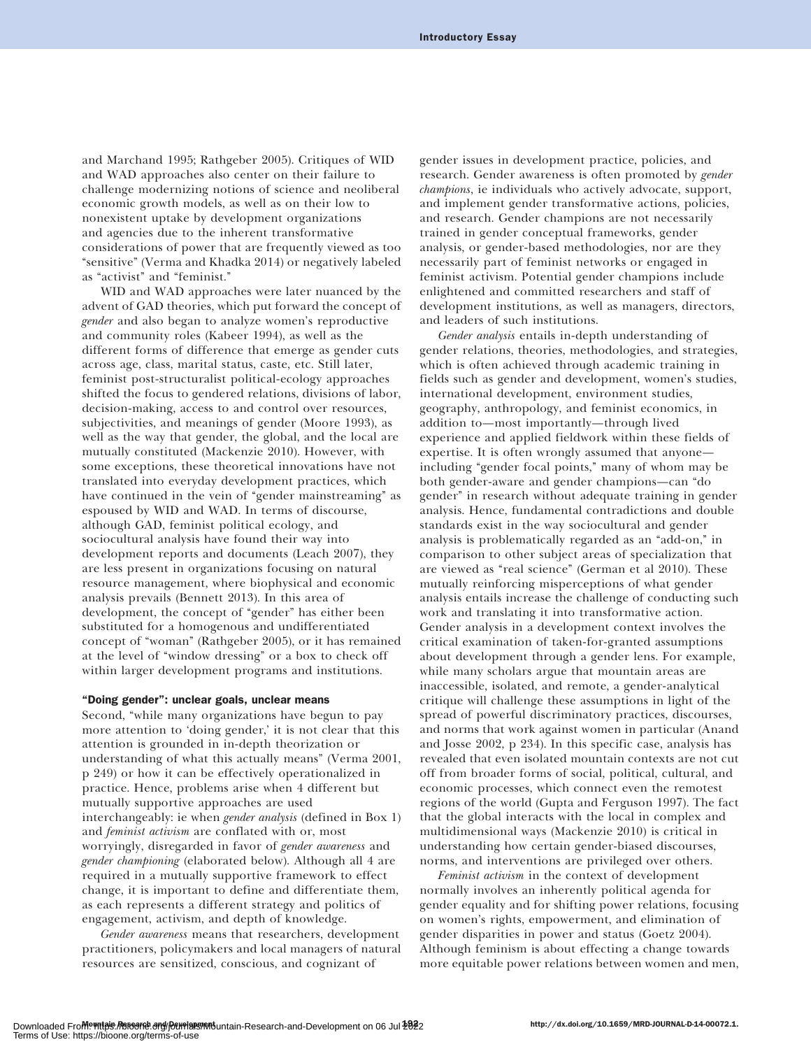and Marchand 1995; Rathgeber 2005). Critiques of WID and WAD approaches also center on their failure to challenge modernizing notions of science and neoliberal economic growth models, as well as on their low to nonexistent uptake by development organizations and agencies due to the inherent transformative considerations of power that are frequently viewed as too "sensitive" (Verma and Khadka 2014) or negatively labeled as "activist" and "feminist."

WID and WAD approaches were later nuanced by the advent of GAD theories, which put forward the concept of *gender* and also began to analyze women's reproductive and community roles (Kabeer 1994), as well as the different forms of difference that emerge as gender cuts across age, class, marital status, caste, etc. Still later, feminist post-structuralist political-ecology approaches shifted the focus to gendered relations, divisions of labor, decision-making, access to and control over resources, subjectivities, and meanings of gender (Moore 1993), as well as the way that gender, the global, and the local are mutually constituted (Mackenzie 2010). However, with some exceptions, these theoretical innovations have not translated into everyday development practices, which have continued in the vein of "gender mainstreaming" as espoused by WID and WAD. In terms of discourse, although GAD, feminist political ecology, and sociocultural analysis have found their way into development reports and documents (Leach 2007), they are less present in organizations focusing on natural resource management, where biophysical and economic analysis prevails (Bennett 2013). In this area of development, the concept of "gender" has either been substituted for a homogenous and undifferentiated concept of "woman" (Rathgeber 2005), or it has remained at the level of "window dressing" or a box to check off within larger development programs and institutions.

## "Doing gender": unclear goals, unclear means

Second, "while many organizations have begun to pay more attention to 'doing gender,' it is not clear that this attention is grounded in in-depth theorization or understanding of what this actually means" (Verma 2001, p 249) or how it can be effectively operationalized in practice. Hence, problems arise when 4 different but mutually supportive approaches are used interchangeably: ie when *gender analysis* (defined in Box 1) and *feminist activism* are conflated with or, most worryingly, disregarded in favor of *gender awareness* and *gender championing* (elaborated below). Although all 4 are required in a mutually supportive framework to effect change, it is important to define and differentiate them, as each represents a different strategy and politics of engagement, activism, and depth of knowledge.

*Gender awareness* means that researchers, development practitioners, policymakers and local managers of natural resources are sensitized, conscious, and cognizant of gender issues in development practice, policies, and research. Gender awareness is often promoted by *gender champions*, ie individuals who actively advocate, support, and implement gender transformative actions, policies, and research. Gender champions are not necessarily trained in gender conceptual frameworks, gender analysis, or gender-based methodologies, nor are they necessarily part of feminist networks or engaged in feminist activism. Potential gender champions include enlightened and committed researchers and staff of development institutions, as well as managers, directors, and leaders of such institutions.

*Gender analysis* entails in-depth understanding of gender relations, theories, methodologies, and strategies, which is often achieved through academic training in fields such as gender and development, women's studies, international development, environment studies, geography, anthropology, and feminist economics, in addition to—most importantly—through lived experience and applied fieldwork within these fields of expertise. It is often wrongly assumed that anyone—including "gender focal points," many of whom may be both gender-aware and gender champions—can "do gender" in research without adequate training in gender analysis. Hence, fundamental contradictions and double standards exist in the way sociocultural and gender analysis is problematically regarded as an "add-on," in comparison to other subject areas of specialization that are viewed as "real science" (German et al 2010). These mutually reinforcing misperceptions of what gender analysis entails increase the challenge of conducting such work and translating it into transformative action. Gender analysis in a development context involves the critical examination of taken-for-granted assumptions about development through a gender lens. For example, while many scholars argue that mountain areas are inaccessible, isolated, and remote, a gender-analytical critique will challenge these assumptions in light of the spread of powerful discriminatory practices, discourses, and norms that work against women in particular (Anand and Josse 2002, p 234). In this specific case, analysis has revealed that even isolated mountain contexts are not cut off from broader forms of social, political, cultural, and economic processes, which connect even the remotest regions of the world (Gupta and Ferguson 1997). The fact that the global interacts with the local in complex and multidimensional ways (Mackenzie 2010) is critical in understanding how certain gender-biased discourses, norms, and interventions are privileged over others.

*Feminist activism* in the context of development normally involves an inherently political agenda for gender equality and for shifting power relations, focusing on women's rights, empowerment, and elimination of gender disparities in power and status (Goetz 2004). Although feminism is about effecting a change towards more equitable power relations between women and men,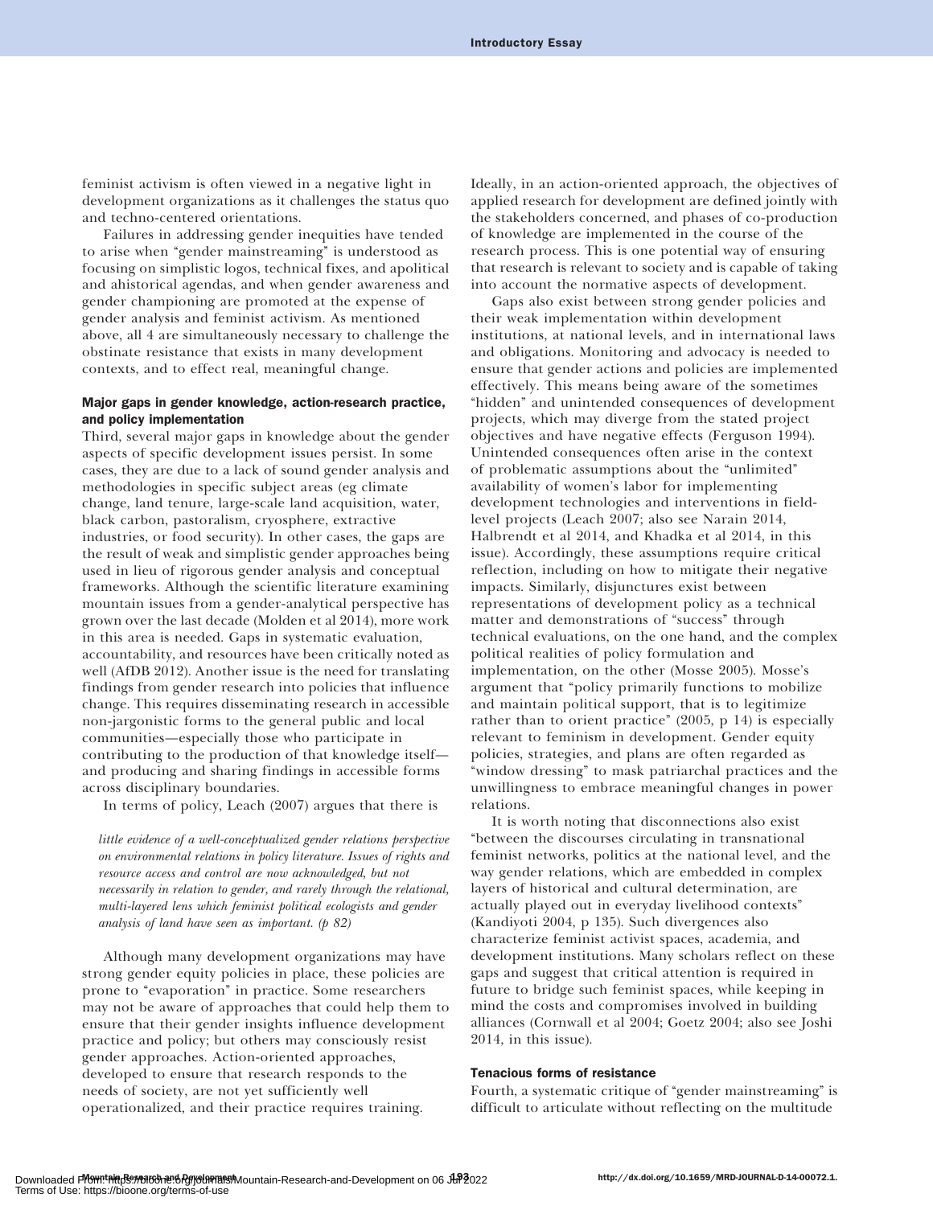feminist activism is often viewed in a negative light in development organizations as it challenges the status quo and techno-centered orientations.

Failures in addressing gender inequities have tended to arise when "gender mainstreaming" is understood as focusing on simplistic logos, technical fixes, and apolitical and ahistorical agendas, and when gender awareness and gender championing are promoted at the expense of gender analysis and feminist activism. As mentioned above, all 4 are simultaneously necessary to challenge the obstinate resistance that exists in many development contexts, and to effect real, meaningful change.

### Major gaps in gender knowledge, action-research practice, and policy implementation

Third, several major gaps in knowledge about the gender aspects of specific development issues persist. In some cases, they are due to a lack of sound gender analysis and methodologies in specific subject areas (eg climate change, land tenure, large-scale land acquisition, water, black carbon, pastoralism, cryosphere, extractive industries, or food security). In other cases, the gaps are the result of weak and simplistic gender approaches being used in lieu of rigorous gender analysis and conceptual frameworks. Although the scientific literature examining mountain issues from a gender-analytical perspective has grown over the last decade (Molden et al 2014), more work in this area is needed. Gaps in systematic evaluation, accountability, and resources have been critically noted as well (AfDB 2012). Another issue is the need for translating findings from gender research into policies that influence change. This requires disseminating research in accessible non-jargonistic forms to the general public and local communities—especially those who participate in contributing to the production of that knowledge itself—and producing and sharing findings in accessible forms across disciplinary boundaries.

In terms of policy, Leach (2007) argues that there is

> *little evidence of a well-conceptualized gender relations perspective on environmental relations in policy literature. Issues of rights and resource access and control are now acknowledged, but not necessarily in relation to gender, and rarely through the relational, multi-layered lens which feminist political ecologists and gender analysis of land have seen as important. (p 82)*

Although many development organizations may have strong gender equity policies in place, these policies are prone to "evaporation" in practice. Some researchers may not be aware of approaches that could help them to ensure that their gender insights influence development practice and policy; but others may consciously resist gender approaches. Action-oriented approaches, developed to ensure that research responds to the needs of society, are not yet sufficiently well operationalized, and their practice requires training. Ideally, in an action-oriented approach, the objectives of applied research for development are defined jointly with the stakeholders concerned, and phases of co-production of knowledge are implemented in the course of the research process. This is one potential way of ensuring that research is relevant to society and is capable of taking into account the normative aspects of development.

Gaps also exist between strong gender policies and their weak implementation within development institutions, at national levels, and in international laws and obligations. Monitoring and advocacy is needed to ensure that gender actions and policies are implemented effectively. This means being aware of the sometimes "hidden" and unintended consequences of development projects, which may diverge from the stated project objectives and have negative effects (Ferguson 1994). Unintended consequences often arise in the context of problematic assumptions about the "unlimited" availability of women's labor for implementing development technologies and interventions in field-level projects (Leach 2007; also see Narain 2014, Halbrendt et al 2014, and Khadka et al 2014, in this issue). Accordingly, these assumptions require critical reflection, including on how to mitigate their negative impacts. Similarly, disjunctures exist between representations of development policy as a technical matter and demonstrations of "success" through technical evaluations, on the one hand, and the complex political realities of policy formulation and implementation, on the other (Mosse 2005). Mosse's argument that "policy primarily functions to mobilize and maintain political support, that is to legitimize rather than to orient practice" (2005, p 14) is especially relevant to feminism in development. Gender equity policies, strategies, and plans are often regarded as "window dressing" to mask patriarchal practices and the unwillingness to embrace meaningful changes in power relations.

It is worth noting that disconnections also exist "between the discourses circulating in transnational feminist networks, politics at the national level, and the way gender relations, which are embedded in complex layers of historical and cultural determination, are actually played out in everyday livelihood contexts" (Kandiyoti 2004, p 135). Such divergences also characterize feminist activist spaces, academia, and development institutions. Many scholars reflect on these gaps and suggest that critical attention is required in future to bridge such feminist spaces, while keeping in mind the costs and compromises involved in building alliances (Cornwall et al 2004; Goetz 2004; also see Joshi 2014, in this issue).

### Tenacious forms of resistance

Fourth, a systematic critique of "gender mainstreaming" is difficult to articulate without reflecting on the multitude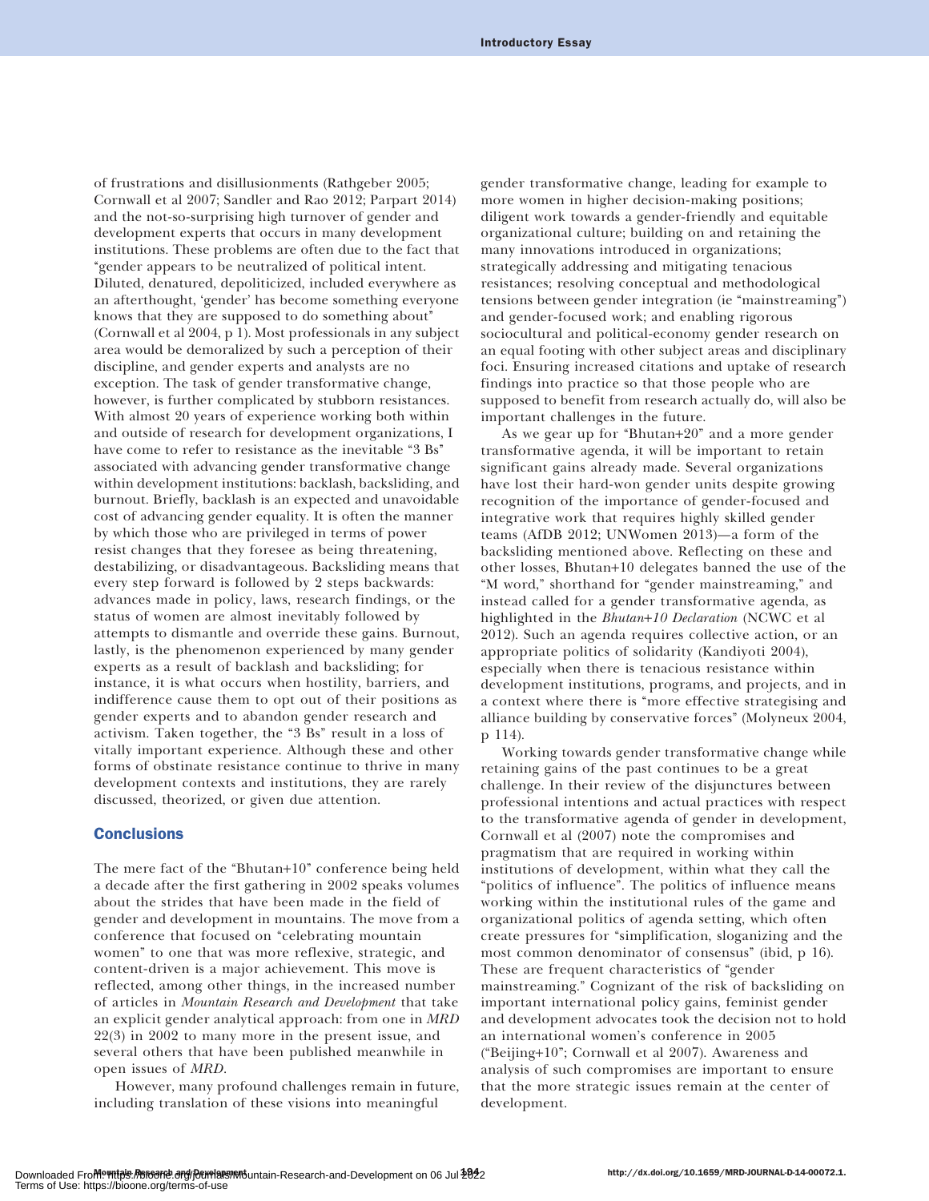of frustrations and disillusionments (Rathgeber 2005; Cornwall et al 2007; Sandler and Rao 2012; Parpart 2014) and the not-so-surprising high turnover of gender and development experts that occurs in many development institutions. These problems are often due to the fact that "gender appears to be neutralized of political intent. Diluted, denatured, depoliticized, included everywhere as an afterthought, 'gender' has become something everyone knows that they are supposed to do something about" (Cornwall et al 2004, p 1). Most professionals in any subject area would be demoralized by such a perception of their discipline, and gender experts and analysts are no exception. The task of gender transformative change, however, is further complicated by stubborn resistances. With almost 20 years of experience working both within and outside of research for development organizations, I have come to refer to resistance as the inevitable "3 Bs" associated with advancing gender transformative change within development institutions: backlash, backsliding, and burnout. Briefly, backlash is an expected and unavoidable cost of advancing gender equality. It is often the manner by which those who are privileged in terms of power resist changes that they foresee as being threatening, destabilizing, or disadvantageous. Backsliding means that every step forward is followed by 2 steps backwards: advances made in policy, laws, research findings, or the status of women are almost inevitably followed by attempts to dismantle and override these gains. Burnout, lastly, is the phenomenon experienced by many gender experts as a result of backlash and backsliding; for instance, it is what occurs when hostility, barriers, and indifference cause them to opt out of their positions as gender experts and to abandon gender research and activism. Taken together, the "3 Bs" result in a loss of vitally important experience. Although these and other forms of obstinate resistance continue to thrive in many development contexts and institutions, they are rarely discussed, theorized, or given due attention.

## Conclusions

The mere fact of the "Bhutan+10" conference being held a decade after the first gathering in 2002 speaks volumes about the strides that have been made in the field of gender and development in mountains. The move from a conference that focused on "celebrating mountain women" to one that was more reflexive, strategic, and content-driven is a major achievement. This move is reflected, among other things, in the increased number of articles in *Mountain Research and Development* that take an explicit gender analytical approach: from one in *MRD* 22(3) in 2002 to many more in the present issue, and several others that have been published meanwhile in open issues of *MRD*.

However, many profound challenges remain in future, including translation of these visions into meaningful gender transformative change, leading for example to more women in higher decision-making positions; diligent work towards a gender-friendly and equitable organizational culture; building on and retaining the many innovations introduced in organizations; strategically addressing and mitigating tenacious resistances; resolving conceptual and methodological tensions between gender integration (ie "mainstreaming") and gender-focused work; and enabling rigorous sociocultural and political-economy gender research on an equal footing with other subject areas and disciplinary foci. Ensuring increased citations and uptake of research findings into practice so that those people who are supposed to benefit from research actually do, will also be important challenges in the future.

As we gear up for "Bhutan+20" and a more gender transformative agenda, it will be important to retain significant gains already made. Several organizations have lost their hard-won gender units despite growing recognition of the importance of gender-focused and integrative work that requires highly skilled gender teams (AfDB 2012; UNWomen 2013)—a form of the backsliding mentioned above. Reflecting on these and other losses, Bhutan+10 delegates banned the use of the "M word," shorthand for "gender mainstreaming," and instead called for a gender transformative agenda, as highlighted in the *Bhutan+10 Declaration* (NCWC et al 2012). Such an agenda requires collective action, or an appropriate politics of solidarity (Kandiyoti 2004), especially when there is tenacious resistance within development institutions, programs, and projects, and in a context where there is "more effective strategising and alliance building by conservative forces" (Molyneux 2004, p 114).

Working towards gender transformative change while retaining gains of the past continues to be a great challenge. In their review of the disjunctures between professional intentions and actual practices with respect to the transformative agenda of gender in development, Cornwall et al (2007) note the compromises and pragmatism that are required in working within institutions of development, within what they call the "politics of influence". The politics of influence means working within the institutional rules of the game and organizational politics of agenda setting, which often create pressures for "simplification, sloganizing and the most common denominator of consensus" (ibid, p 16). These are frequent characteristics of "gender mainstreaming." Cognizant of the risk of backsliding on important international policy gains, feminist gender and development advocates took the decision not to hold an international women's conference in 2005 ("Beijing+10"; Cornwall et al 2007). Awareness and analysis of such compromises are important to ensure that the more strategic issues remain at the center of development.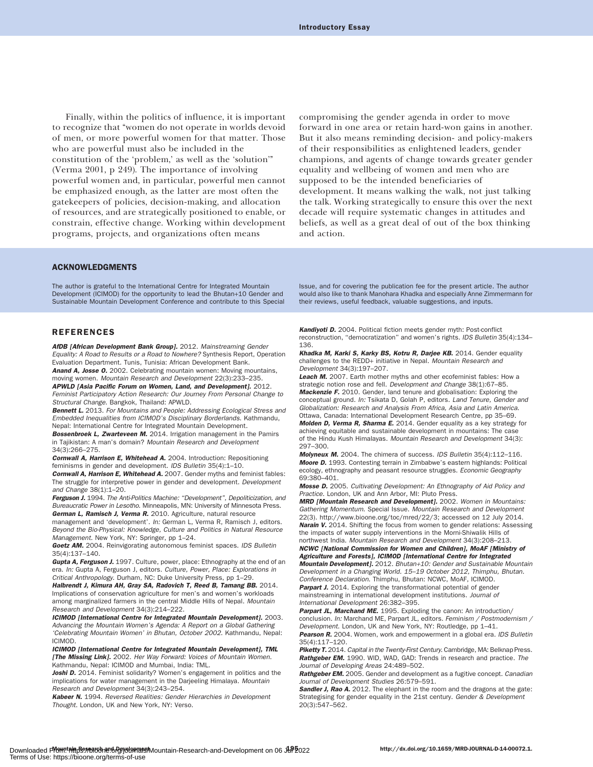Finally, within the politics of influence, it is important to recognize that "women do not operate in worlds devoid of men, or more powerful women for that matter. Those who are powerful must also be included in the constitution of the 'problem,' as well as the 'solution'" (Verma 2001, p 249). The importance of involving powerful women and, in particular, powerful men cannot be emphasized enough, as the latter are most often the gatekeepers of policies, decision-making, and allocation of resources, and are strategically positioned to enable, or constrain, effective change. Working within development programs, projects, and organizations often means compromising the gender agenda in order to move forward in one area or retain hard-won gains in another. But it also means reminding decision- and policy-makers of their responsibilities as enlightened leaders, gender champions, and agents of change towards greater gender equality and wellbeing of women and men who are supposed to be the intended beneficiaries of development. It means walking the walk, not just talking the talk. Working strategically to ensure this over the next decade will require systematic changes in attitudes and beliefs, as well as a great deal of out of the box thinking and action.

## ACKNOWLEDGMENTS

The author is grateful to the International Centre for Integrated Mountain Development (ICIMOD) for the opportunity to lead the Bhutan+10 Gender and Sustainable Mountain Development Conference and contribute to this Special Issue, and for covering the publication fee for the present article. The author would also like to thank Manohara Khadka and especially Anne Zimmermann for their reviews, useful feedback, valuable suggestions, and inputs.

## REFERENCES

***AfDB [African Development Bank Group].*** 2012. *Mainstreaming Gender Equality: A Road to Results or a Road to Nowhere?* Synthesis Report, Operation Evaluation Department. Tunis, Tunisia: African Development Bank.

***Anand A, Josse O.*** 2002. Celebrating mountain women: Moving mountains, moving women. *Mountain Research and Development* 22(3):233–235.

***APWLD [Asia Pacific Forum on Women, Land, and Development].*** 2012. *Feminist Participatory Action Research: Our Journey From Personal Change to Structural Change.* Bangkok, Thailand: APWLD.

***Bennett L.*** 2013. *For Mountains and People: Addressing Ecological Stress and Embedded Inequalities from ICIMOD's Disciplinary Borderlands.* Kathmandu, Nepal: International Centre for Integrated Mountain Development.

***Bossenbroek L, Zwarteveen M.*** 2014. Irrigation management in the Pamirs in Tajikistan: A man's domain? *Mountain Research and Development* 34(3):266–275.

***Cornwall A, Harrison E, Whitehead A.*** 2004. Introduction: Repositioning feminisms in gender and development. *IDS Bulletin* 35(4):1–10.

***Cornwall A, Harrison E, Whitehead A.*** 2007. Gender myths and feminist fables: The struggle for interpretive power in gender and development. *Development and Change* 38(1):1–20.

***Ferguson J.*** 1994. *The Anti-Politics Machine: "Development", Depoliticization, and Bureaucratic Power in Lesotho.* Minneapolis, MN: University of Minnesota Press.

***German L, Ramisch J, Verma R.*** 2010. Agriculture, natural resource management and 'development'. *In:* German L, Verma R, Ramisch J, editors. *Beyond the Bio-Physical: Knowledge, Culture and Politics in Natural Resource Management.* New York, NY: Springer, pp 1–24.

***Goetz AM.*** 2004. Reinvigorating autonomous feminist spaces. *IDS Bulletin* 35(4):137–140.

***Gupta A, Ferguson J.*** 1997. Culture, power, place: Ethnography at the end of an era. *In:* Gupta A, Ferguson J, editors. *Culture, Power, Place: Explorations in Critical Anthropology.* Durham, NC: Duke University Press, pp 1–29.

***Halbrendt J, Kimura AH, Gray SA, Radovich T, Reed B, Tamang BB.*** 2014. Implications of conservation agriculture for men's and women's workloads among marginalized farmers in the central Middle Hills of Nepal. *Mountain Research and Development* 34(3):214–222.

***ICIMOD [International Centre for Integrated Mountain Development].*** 2003. *Advancing the Mountain Women's Agenda: A Report on a Global Gathering 'Celebrating Mountain Women' in Bhutan, October 2002.* Kathmandu, Nepal: ICIMOD.

***ICIMOD [International Centre for Integrated Mountain Development], TML [The Missing Link].*** 2002. *Her Way Forward: Voices of Mountain Women.* Kathmandu, Nepal: ICIMOD and Mumbai, India: TML.

***Joshi D.*** 2014. Feminist solidarity? Women's engagement in politics and the implications for water management in the Darjeeling Himalaya. *Mountain Research and Development* 34(3):243–254.

***Kabeer N.*** 1994. *Reversed Realities: Gender Hierarchies in Development Thought.* London, UK and New York, NY: Verso.

***Kandiyoti D.*** 2004. Political fiction meets gender myth: Post-conflict reconstruction, "democratization" and women's rights. *IDS Bulletin* 35(4):134–136.

***Khadka M, Karki S, Karky BS, Kotru R, Darjee KB.*** 2014. Gender equality challenges to the REDD+ initiative in Nepal. *Mountain Research and Development* 34(3):197–207.

***Leach M.*** 2007. Earth mother myths and other ecofeminist fables: How a strategic notion rose and fell. *Development and Change* 38(1):67–85.

***Mackenzie F.*** 2010. Gender, land tenure and globalisation: Exploring the conceptual ground. *In:* Tsikata D, Golah P, editors. *Land Tenure, Gender and Globalization: Research and Analysis From Africa, Asia and Latin America.* Ottawa, Canada: International Development Research Centre, pp 35–69.

***Molden D, Verma R, Sharma E.*** 2014. Gender equality as a key strategy for achieving equitable and sustainable development in mountains: The case of the Hindu Kush Himalayas. *Mountain Research and Development* 34(3): 297–300.

***Molyneux M.*** 2004. The chimera of success. *IDS Bulletin* 35(4):112–116.

***Moore D.*** 1993. Contesting terrain in Zimbabwe's eastern highlands: Political ecology, ethnography and peasant resource struggles. *Economic Geography* 69:380–401.

***Mosse D.*** 2005. *Cultivating Development: An Ethnography of Aid Policy and Practice.* London, UK and Ann Arbor, MI: Pluto Press.

***MRD [Mountain Research and Development].*** 2002. *Women in Mountains: Gathering Momentum.* Special Issue. *Mountain Research and Development* 22(3). http://www.bioone.org/toc/mred/22/3; accessed on 12 July 2014.

***Narain V.*** 2014. Shifting the focus from women to gender relations: Assessing the impacts of water supply interventions in the Morni-Shiwalik Hills of northwest India. *Mountain Research and Development* 34(3):208–213.

***NCWC [National Commission for Women and Children], MoAF [Ministry of Agriculture and Forests], ICIMOD [International Centre for Integrated Mountain Development].*** 2012. *Bhutan+10: Gender and Sustainable Mountain Development in a Changing World. 15–19 October 2012, Thimphu, Bhutan. Conference Declaration.* Thimphu, Bhutan: NCWC, MoAF, ICIMOD.

***Parpart J.*** 2014. Exploring the transformational potential of gender mainstreaming in international development institutions. *Journal of International Development* 26:382–395.

***Parpart JL, Marchand ME.*** 1995. Exploding the canon: An introduction/ conclusion. *In:* Marchand ME, Parpart JL, editors. *Feminism / Postmodernism / Development.* London, UK and New York, NY: Routledge, pp 1–41.

***Pearson R.*** 2004. Women, work and empowerment in a global era. *IDS Bulletin* 35(4):117–120.

***Piketty T.*** 2014. *Capital in the Twenty-First Century.* Cambridge, MA: Belknap Press.

***Rathgeber EM.*** 1990. WID, WAD, GAD: Trends in research and practice. *The Journal of Developing Areas* 24:489–502.

***Rathgeber EM.*** 2005. Gender and development as a fugitive concept. *Canadian Journal of Development Studies* 26:579–591.

***Sandler J, Rao A.*** 2012. The elephant in the room and the dragons at the gate: Strategising for gender equality in the 21st century. *Gender & Development* 20(3):547–562.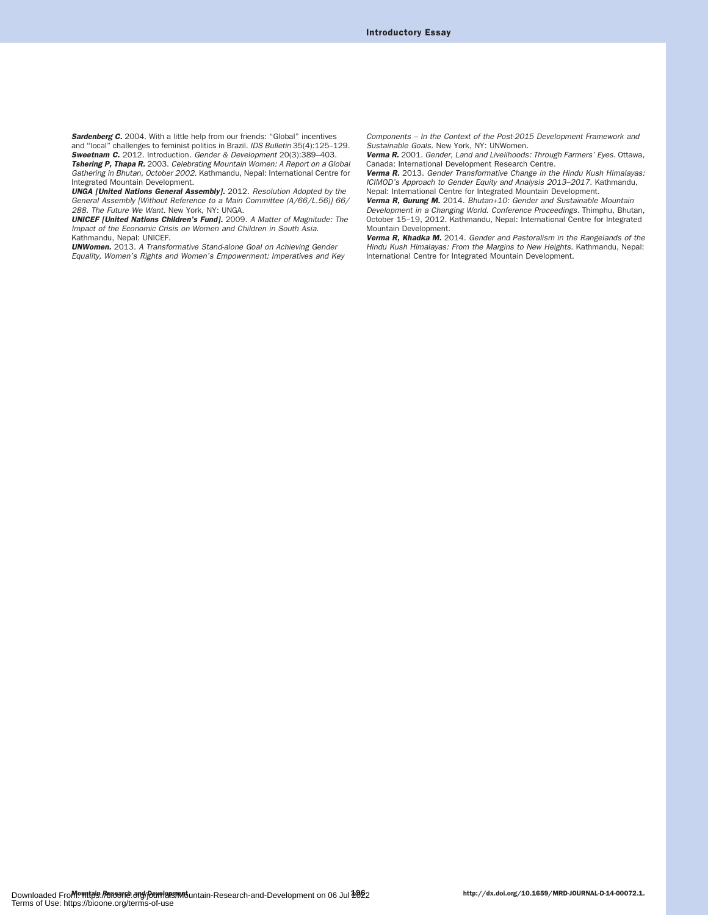***Sardenberg C.*** 2004. With a little help from our friends: "Global" incentives and "local" challenges to feminist politics in Brazil. *IDS Bulletin* 35(4):125–129.

***Sweetnam C.*** 2012. Introduction. *Gender & Development* 20(3):389–403.

***Tshering P, Thapa R.*** 2003. *Celebrating Mountain Women: A Report on a Global Gathering in Bhutan, October 2002*. Kathmandu, Nepal: International Centre for Integrated Mountain Development.

***UNGA [United Nations General Assembly].*** 2012. *Resolution Adopted by the General Assembly [Without Reference to a Main Committee (A/66/L.56)] 66/288. The Future We Want*. New York, NY: UNGA.

***UNICEF [United Nations Children's Fund].*** 2009. *A Matter of Magnitude: The Impact of the Economic Crisis on Women and Children in South Asia*. Kathmandu, Nepal: UNICEF.

***UNWomen.*** 2013. *A Transformative Stand-alone Goal on Achieving Gender Equality, Women's Rights and Women's Empowerment: Imperatives and Key Components – In the Context of the Post-2015 Development Framework and Sustainable Goals*. New York, NY: UNWomen.

***Verma R.*** 2001. *Gender, Land and Livelihoods: Through Farmers' Eyes*. Ottawa, Canada: International Development Research Centre.

***Verma R.*** 2013. *Gender Transformative Change in the Hindu Kush Himalayas: ICIMOD's Approach to Gender Equity and Analysis 2013–2017*. Kathmandu, Nepal: International Centre for Integrated Mountain Development.

***Verma R, Gurung M.*** 2014. *Bhutan+10: Gender and Sustainable Mountain Development in a Changing World. Conference Proceedings*. Thimphu, Bhutan, October 15–19, 2012. Kathmandu, Nepal: International Centre for Integrated Mountain Development.

***Verma R, Khadka M.*** 2014. *Gender and Pastoralism in the Rangelands of the Hindu Kush Himalayas: From the Margins to New Heights*. Kathmandu, Nepal: International Centre for Integrated Mountain Development.